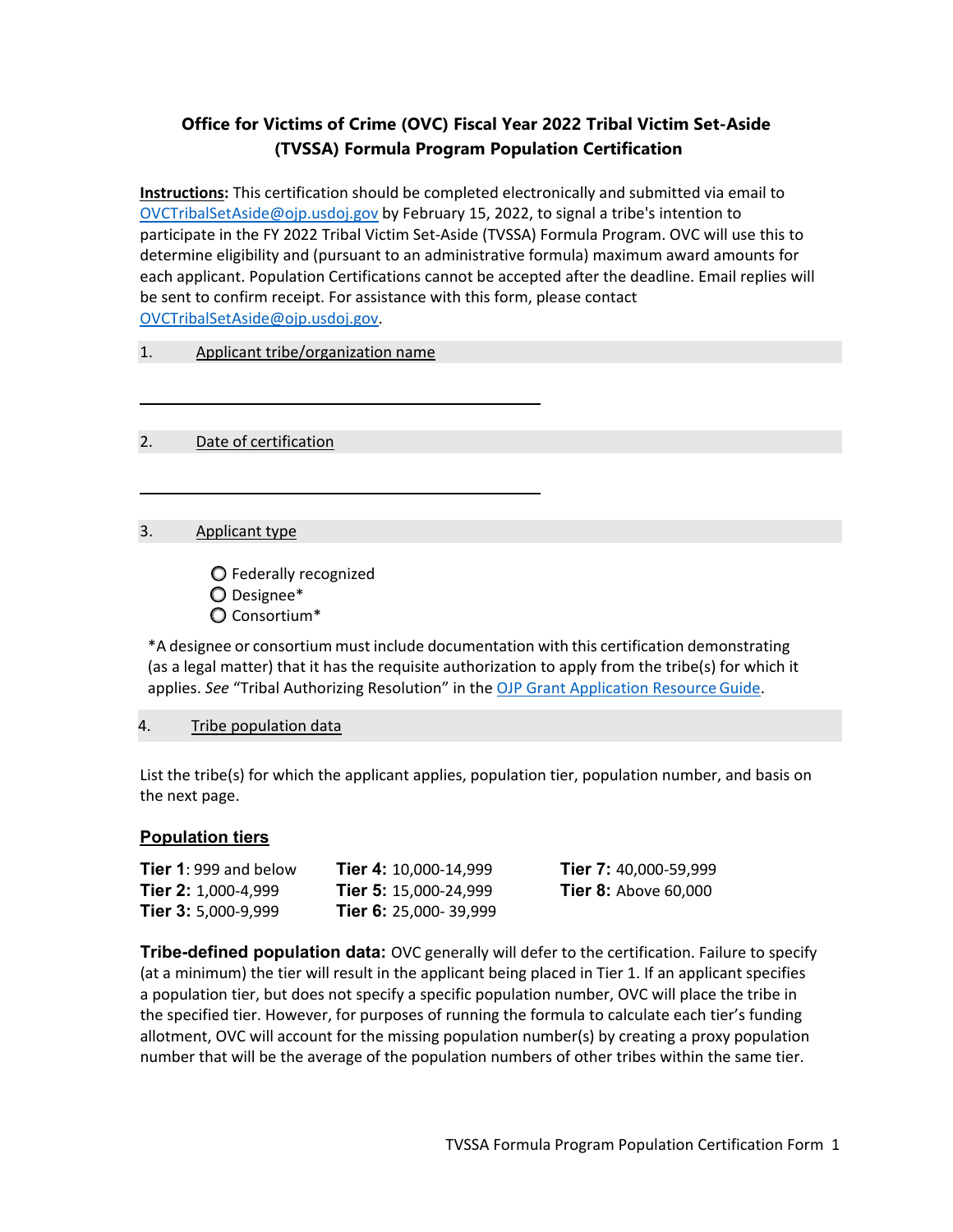# Office for Victims of Crime (OVC) Fiscal Year 2022 Tribal Victim Set-Aside (TVSSA) Formula Program Population Certification

**Instructions:** This certification should be completed electronically and submitted via email to OVCTribalSetAside@ojp.usdoj.gov by February 15, 2022, to signal a tribe's intention to participate in the FY 2022 Tribal Victim Set-Aside (TVSSA) Formula Program. OVC will use this to determine eligibility and (pursuant to an administrative formula) maximum award amounts for each applicant. Population Certifications cannot be accepted after the deadline. Email replies will be sent to confirm receipt. For assistance with this form, please contact OVCTribalSetAside@ojp.usdoj.gov.

## 1. Applicant tribe/organization name

______________________________________________

## 2. Date of certification

______________________________________________

## 3. Applicant type

- ◯ Federally recognized
- ◯ Designee*
- ◯ Consortium*

*A designee or consortium must include documentation with this certification demonstrating (as a legal matter) that it has the requisite authorization to apply from the tribe(s) for which it applies. *See* "Tribal Authorizing Resolution" in the OJP Grant Application Resource Guide.

## 4. Tribe population data

List the tribe(s) for which the applicant applies, population tier, population number, and basis on the next page.

### Population tiers

| | | |
|---|---|---|
| **Tier 1**: 999 and below | **Tier 4:** 10,000-14,999 | **Tier 7:** 40,000-59,999 |
| **Tier 2:** 1,000-4,999 | **Tier 5:** 15,000-24,999 | **Tier 8:** Above 60,000 |
| **Tier 3:** 5,000-9,999 | **Tier 6:** 25,000- 39,999 | |

**Tribe-defined population data:** OVC generally will defer to the certification. Failure to specify (at a minimum) the tier will result in the applicant being placed in Tier 1. If an applicant specifies a population tier, but does not specify a specific population number, OVC will place the tribe in the specified tier. However, for purposes of running the formula to calculate each tier's funding allotment, OVC will account for the missing population number(s) by creating a proxy population number that will be the average of the population numbers of other tribes within the same tier.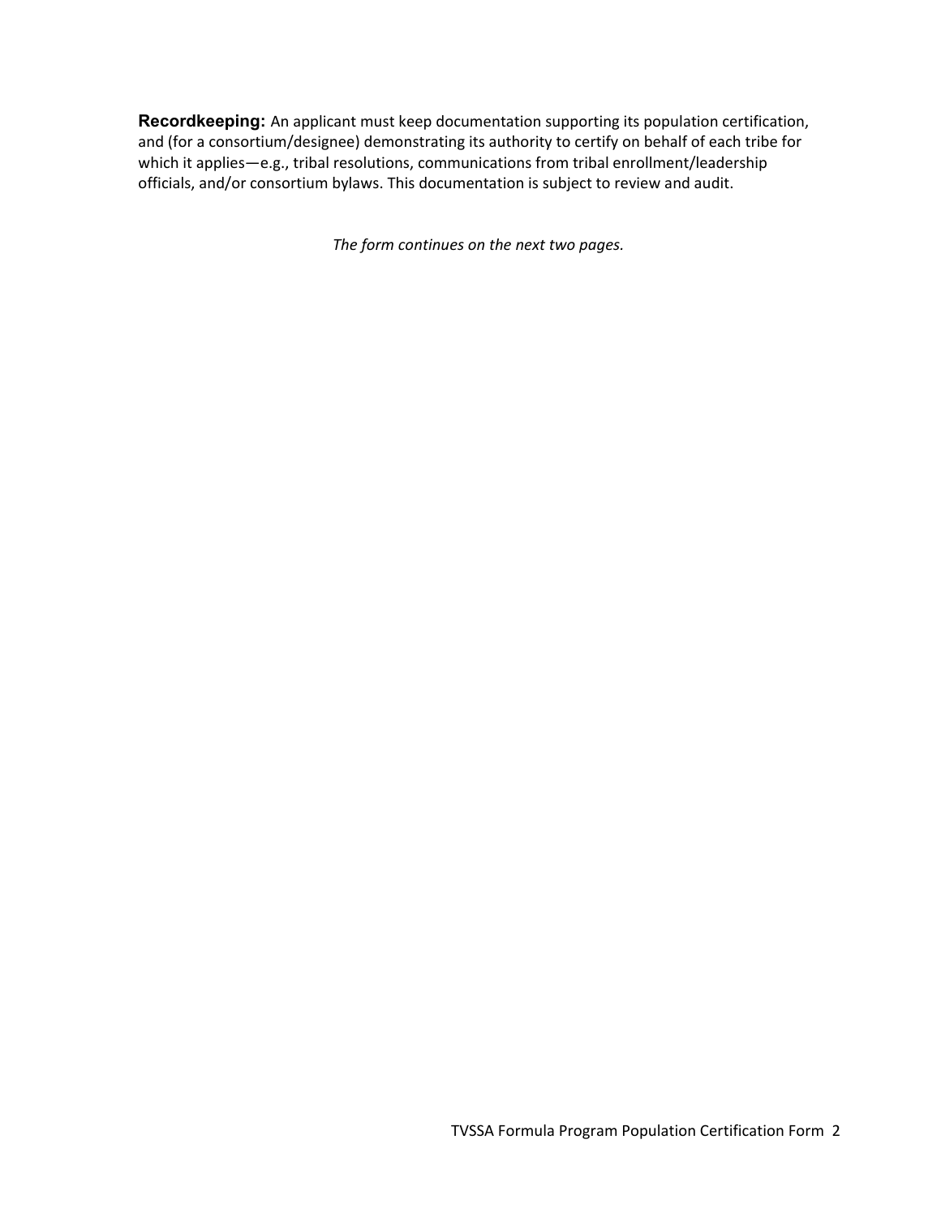**Recordkeeping:** An applicant must keep documentation supporting its population certification, and (for a consortium/designee) demonstrating its authority to certify on behalf of each tribe for which it applies—e.g., tribal resolutions, communications from tribal enrollment/leadership officials, and/or consortium bylaws. This documentation is subject to review and audit.

*The form continues on the next two pages.*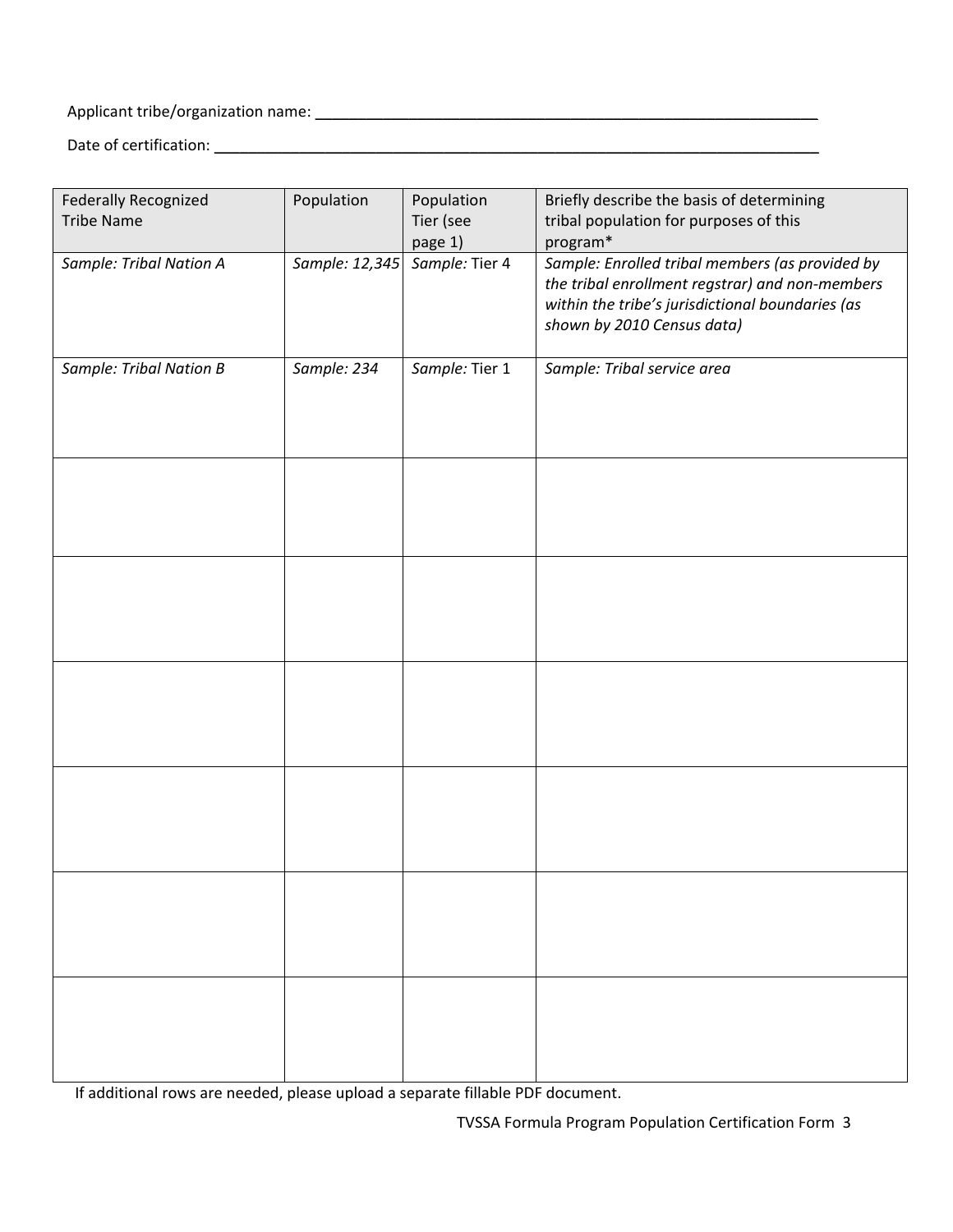Applicant tribe/organization name: ___________________________________________________________

Date of certification: ___________________________________________________________________

| Federally Recognized Tribe Name | Population | Population Tier (see page 1) | Briefly describe the basis of determining tribal population for purposes of this program* |
|---|---|---|---|
| *Sample: Tribal Nation A* | *Sample: 12,345* | *Sample:* Tier 4 | *Sample: Enrolled tribal members (as provided by the tribal enrollment regstrar) and non-members within the tribe's jurisdictional boundaries (as shown by 2010 Census data)* |
| *Sample: Tribal Nation B* | *Sample: 234* | *Sample:* Tier 1 | *Sample: Tribal service area* |
| | | | |
| | | | |
| | | | |
| | | | |
| | | | |
| | | | |

If additional rows are needed, please upload a separate fillable PDF document.

TVSSA Formula Program Population Certification Form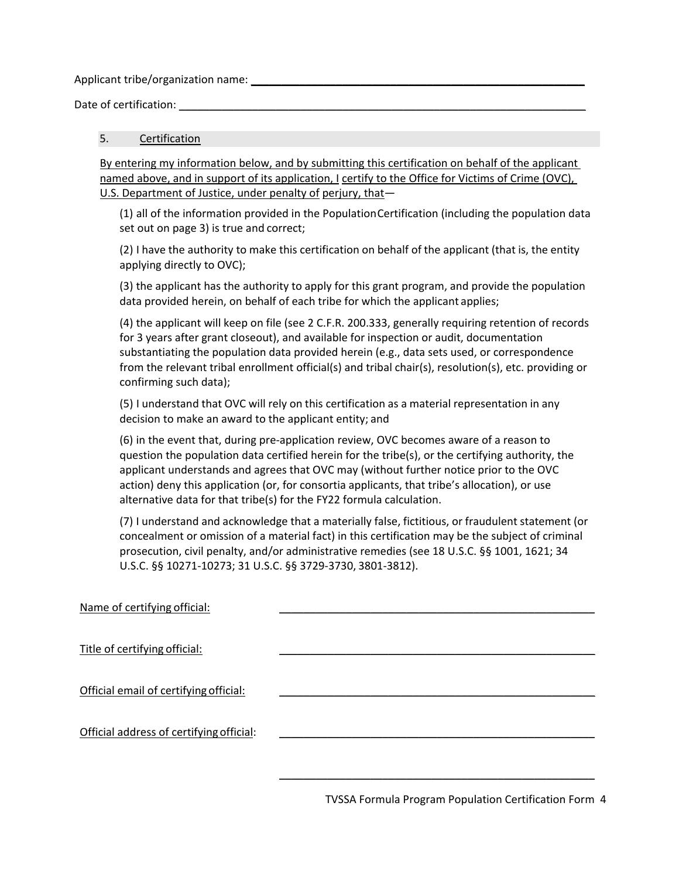Applicant tribe/organization name: ______________________________________________________

Date of certification: ______________________________________________________________

## 5. Certification

By entering my information below, and by submitting this certification on behalf of the applicant named above, and in support of its application, I certify to the Office for Victims of Crime (OVC), U.S. Department of Justice, under penalty of perjury, that—

(1) all of the information provided in the Population Certification (including the population data set out on page 3) is true and correct;

(2) I have the authority to make this certification on behalf of the applicant (that is, the entity applying directly to OVC);

(3) the applicant has the authority to apply for this grant program, and provide the population data provided herein, on behalf of each tribe for which the applicant applies;

(4) the applicant will keep on file (see 2 C.F.R. 200.333, generally requiring retention of records for 3 years after grant closeout), and available for inspection or audit, documentation substantiating the population data provided herein (e.g., data sets used, or correspondence from the relevant tribal enrollment official(s) and tribal chair(s), resolution(s), etc. providing or confirming such data);

(5) I understand that OVC will rely on this certification as a material representation in any decision to make an award to the applicant entity; and

(6) in the event that, during pre-application review, OVC becomes aware of a reason to question the population data certified herein for the tribe(s), or the certifying authority, the applicant understands and agrees that OVC may (without further notice prior to the OVC action) deny this application (or, for consortia applicants, that tribe's allocation), or use alternative data for that tribe(s) for the FY22 formula calculation.

(7) I understand and acknowledge that a materially false, fictitious, or fraudulent statement (or concealment or omission of a material fact) in this certification may be the subject of criminal prosecution, civil penalty, and/or administrative remedies (see 18 U.S.C. §§ 1001, 1621; 34 U.S.C. §§ 10271-10273; 31 U.S.C. §§ 3729-3730, 3801-3812).

Name of certifying official: ______________________________________________

Title of certifying official: ______________________________________________

Official email of certifying official: ______________________________________________

Official address of certifying official: ______________________________________________

______________________________________________